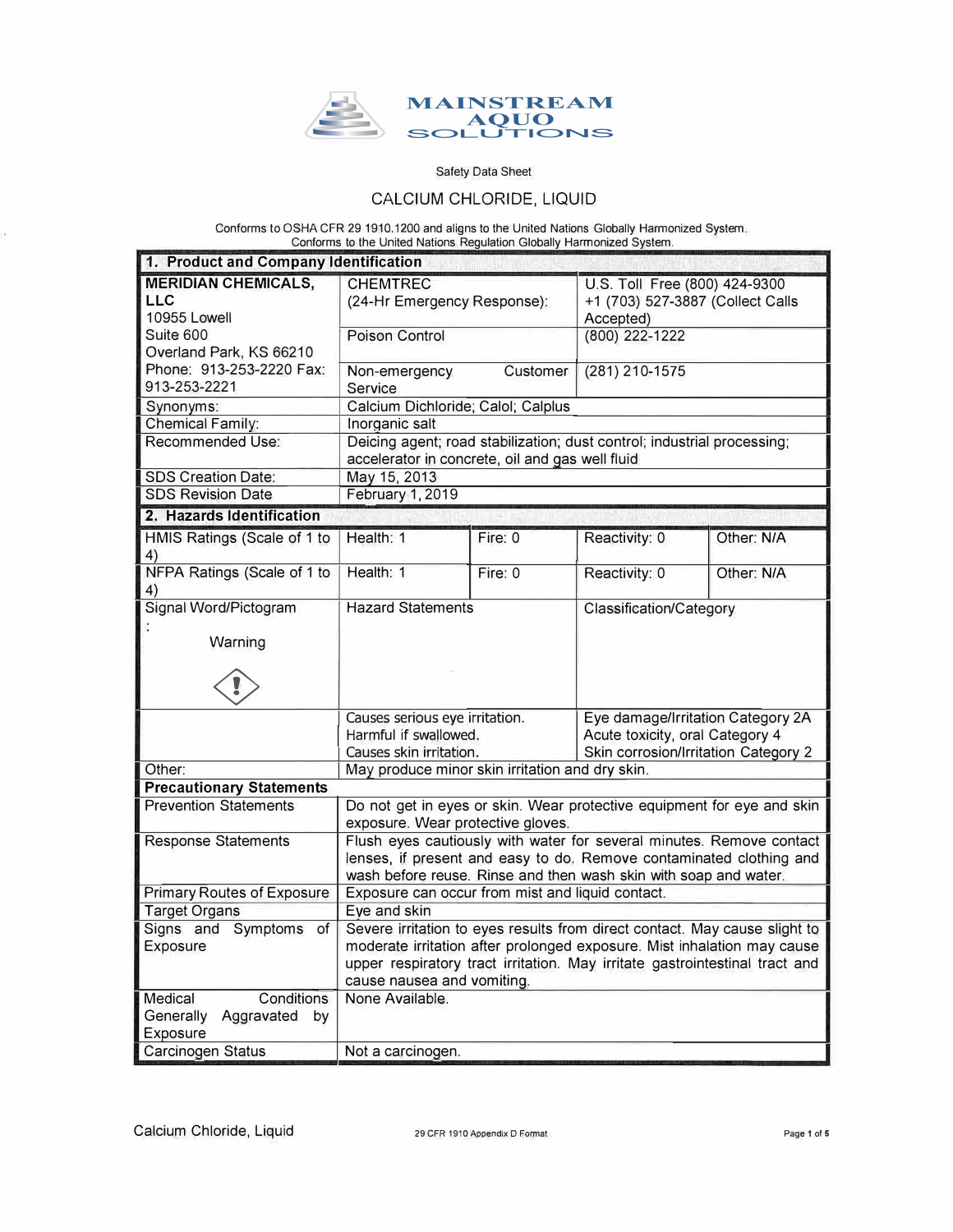MAINSTREAM AQUO SOLUTIONS

Safety Data Sheet

# CALCIUM CHLORIDE, LIQUID

Conforms to OSHA CFR 29 1910.1200 and aligns to the United Nations Globally Harmonized System.
Conforms to the United Nations Regulation Globally Harmonized System.

## 1. Product and Company Identification

| | | |
|---|---|---|
| **MERIDIAN CHEMICALS, LLC**<br>10955 Lowell<br>Suite 600<br>Overland Park, KS 66210<br>Phone: 913-253-2220 Fax: 913-253-2221 | CHEMTREC<br>(24-Hr Emergency Response): | U.S. Toll Free (800) 424-9300<br>+1 (703) 527-3887 (Collect Calls Accepted) |
| | Poison Control | (800) 222-1222 |
| | Non-emergency Customer Service | (281) 210-1575 |
| Synonyms: | Calcium Dichloride; Calol; Calplus | |
| Chemical Family: | Inorganic salt | |
| Recommended Use: | Deicing agent; road stabilization; dust control; industrial processing; accelerator in concrete, oil and gas well fluid | |
| SDS Creation Date: | May 15, 2013 | |
| SDS Revision Date | February 1, 2019 | |

## 2. Hazards Identification

| | | | | |
|---|---|---|---|---|
| HMIS Ratings (Scale of 1 to 4) | Health: 1 | Fire: 0 | Reactivity: 0 | Other: N/A |
| NFPA Ratings (Scale of 1 to 4) | Health: 1 | Fire: 0 | Reactivity: 0 | Other: N/A |

| Signal Word/Pictogram: | Hazard Statements | Classification/Category |
|---|---|---|
| Warning | | |
| | Causes serious eye irritation.<br>Harmful if swallowed.<br>Causes skin irritation. | Eye damage/Irritation Category 2A<br>Acute toxicity, oral Category 4<br>Skin corrosion/Irritation Category 2 |
| Other: | May produce minor skin irritation and dry skin. | |

### Precautionary Statements

| | |
|---|---|
| Prevention Statements | Do not get in eyes or skin. Wear protective equipment for eye and skin exposure. Wear protective gloves. |
| Response Statements | Flush eyes cautiously with water for several minutes. Remove contact lenses, if present and easy to do. Remove contaminated clothing and wash before reuse. Rinse and then wash skin with soap and water. |
| Primary Routes of Exposure | Exposure can occur from mist and liquid contact. |
| Target Organs | Eye and skin |
| Signs and Symptoms of Exposure | Severe irritation to eyes results from direct contact. May cause slight to moderate irritation after prolonged exposure. Mist inhalation may cause upper respiratory tract irritation. May irritate gastrointestinal tract and cause nausea and vomiting. |
| Medical Conditions Generally Aggravated by Exposure | None Available. |
| Carcinogen Status | Not a carcinogen. |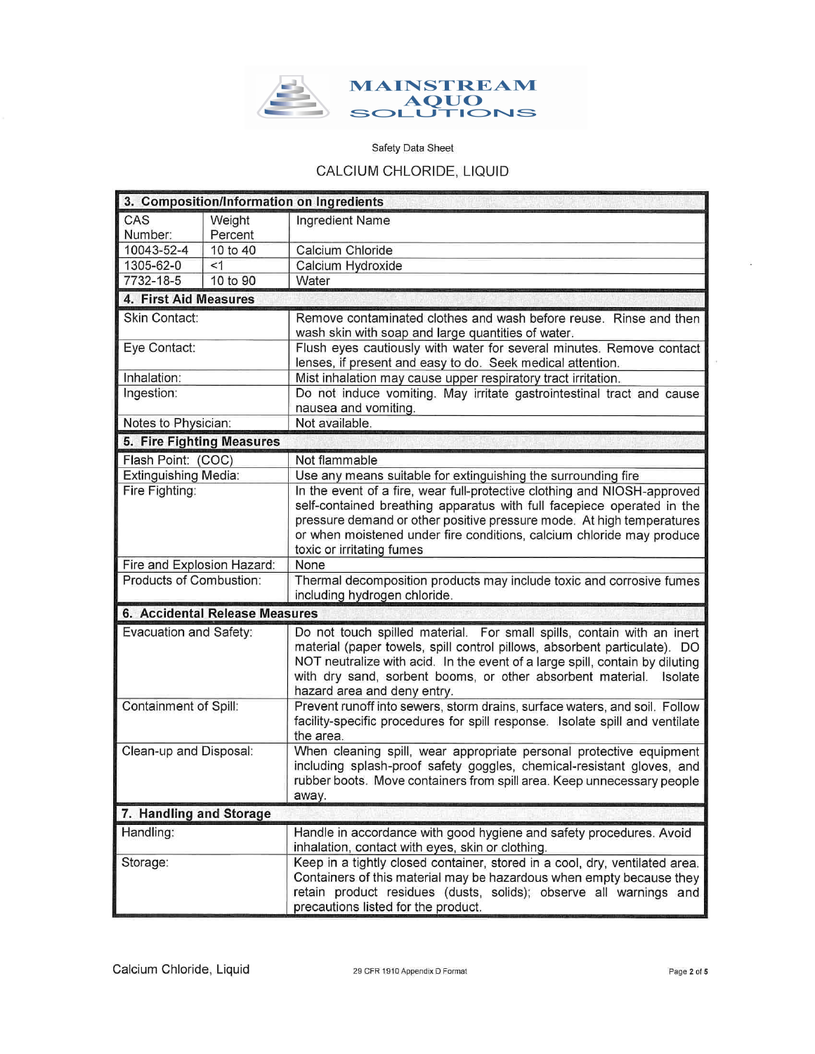# MAINSTREAM AQUO SOLUTIONS

Safety Data Sheet

## CALCIUM CHLORIDE, LIQUID

### 3. Composition/Information on Ingredients

| CAS Number: | Weight Percent | Ingredient Name |
|---|---|---|
| 10043-52-4 | 10 to 40 | Calcium Chloride |
| 1305-62-0 | <1 | Calcium Hydroxide |
| 7732-18-5 | 10 to 90 | Water |

### 4. First Aid Measures

| | |
|---|---|
| Skin Contact: | Remove contaminated clothes and wash before reuse. Rinse and then wash skin with soap and large quantities of water. |
| Eye Contact: | Flush eyes cautiously with water for several minutes. Remove contact lenses, if present and easy to do. Seek medical attention. |
| Inhalation: | Mist inhalation may cause upper respiratory tract irritation. |
| Ingestion: | Do not induce vomiting. May irritate gastrointestinal tract and cause nausea and vomiting. |
| Notes to Physician: | Not available. |

### 5. Fire Fighting Measures

| | |
|---|---|
| Flash Point: (COC) | Not flammable |
| Extinguishing Media: | Use any means suitable for extinguishing the surrounding fire |
| Fire Fighting: | In the event of a fire, wear full-protective clothing and NIOSH-approved self-contained breathing apparatus with full facepiece operated in the pressure demand or other positive pressure mode. At high temperatures or when moistened under fire conditions, calcium chloride may produce toxic or irritating fumes |
| Fire and Explosion Hazard: | None |
| Products of Combustion: | Thermal decomposition products may include toxic and corrosive fumes including hydrogen chloride. |

### 6. Accidental Release Measures

| | |
|---|---|
| Evacuation and Safety: | Do not touch spilled material. For small spills, contain with an inert material (paper towels, spill control pillows, absorbent particulate). DO NOT neutralize with acid. In the event of a large spill, contain by diluting with dry sand, sorbent booms, or other absorbent material. Isolate hazard area and deny entry. |
| Containment of Spill: | Prevent runoff into sewers, storm drains, surface waters, and soil. Follow facility-specific procedures for spill response. Isolate spill and ventilate the area. |
| Clean-up and Disposal: | When cleaning spill, wear appropriate personal protective equipment including splash-proof safety goggles, chemical-resistant gloves, and rubber boots. Move containers from spill area. Keep unnecessary people away. |

### 7. Handling and Storage

| | |
|---|---|
| Handling: | Handle in accordance with good hygiene and safety procedures. Avoid inhalation, contact with eyes, skin or clothing. |
| Storage: | Keep in a tightly closed container, stored in a cool, dry, ventilated area. Containers of this material may be hazardous when empty because they retain product residues (dusts, solids); observe all warnings and precautions listed for the product. |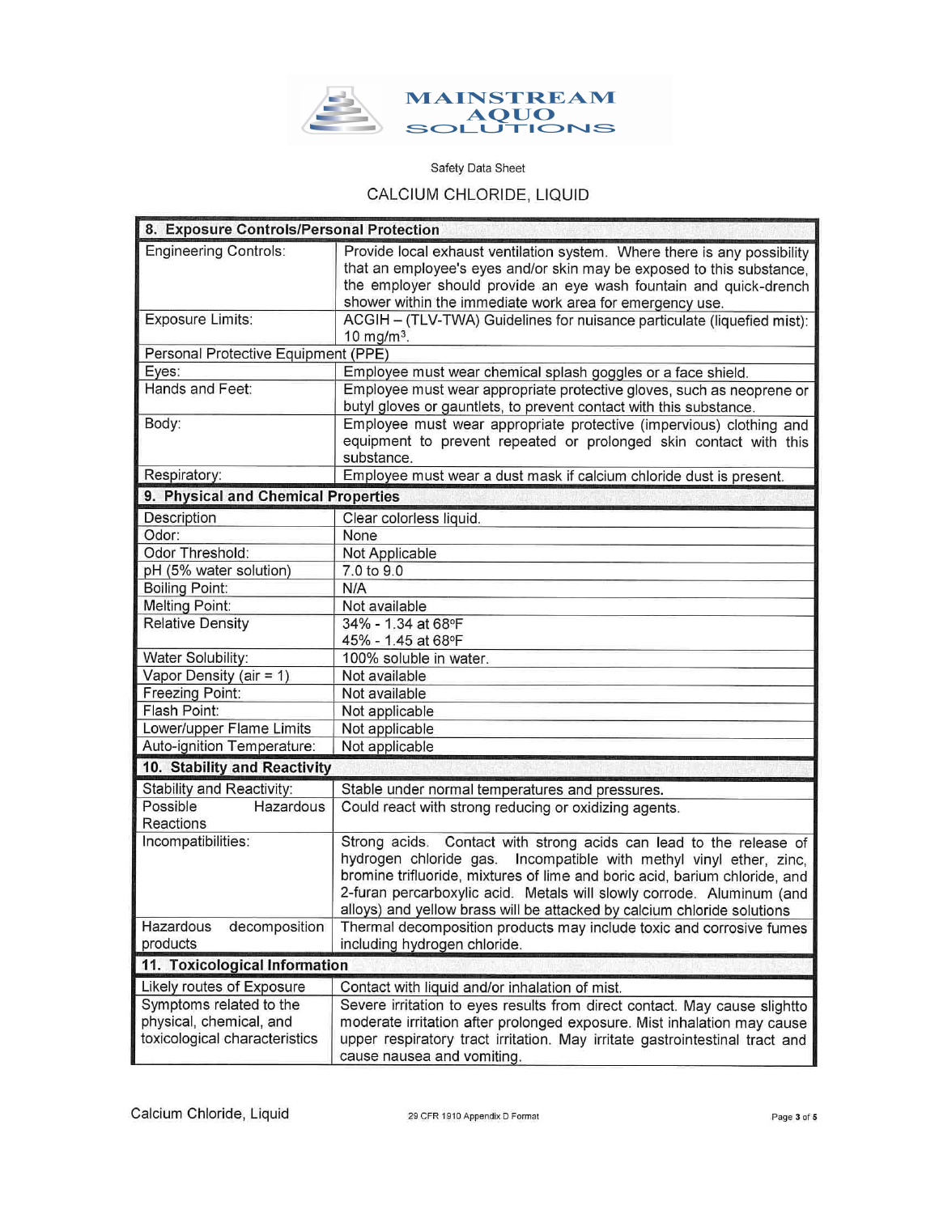MAINSTREAM AQUO SOLUTIONS

Safety Data Sheet

CALCIUM CHLORIDE, LIQUID

| 8. Exposure Controls/Personal Protection | |
|---|---|
| Engineering Controls: | Provide local exhaust ventilation system. Where there is any possibility that an employee's eyes and/or skin may be exposed to this substance, the employer should provide an eye wash fountain and quick-drench shower within the immediate work area for emergency use. |
| Exposure Limits: | ACGIH – (TLV-TWA) Guidelines for nuisance particulate (liquefied mist): 10 mg/m$^3$. |
| Personal Protective Equipment (PPE) | |
| Eyes: | Employee must wear chemical splash goggles or a face shield. |
| Hands and Feet: | Employee must wear appropriate protective gloves, such as neoprene or butyl gloves or gauntlets, to prevent contact with this substance. |
| Body: | Employee must wear appropriate protective (impervious) clothing and equipment to prevent repeated or prolonged skin contact with this substance. |
| Respiratory: | Employee must wear a dust mask if calcium chloride dust is present. |

| 9. Physical and Chemical Properties | |
|---|---|
| Description | Clear colorless liquid. |
| Odor: | None |
| Odor Threshold: | Not Applicable |
| pH (5% water solution) | 7.0 to 9.0 |
| Boiling Point: | N/A |
| Melting Point: | Not available |
| Relative Density | 34% - 1.34 at 68°F<br>45% - 1.45 at 68°F |
| Water Solubility: | 100% soluble in water. |
| Vapor Density (air = 1) | Not available |
| Freezing Point: | Not available |
| Flash Point: | Not applicable |
| Lower/upper Flame Limits | Not applicable |
| Auto-ignition Temperature: | Not applicable |

| 10. Stability and Reactivity | |
|---|---|
| Stability and Reactivity: | Stable under normal temperatures and pressures. |
| Possible Hazardous Reactions | Could react with strong reducing or oxidizing agents. |
| Incompatibilities: | Strong acids. Contact with strong acids can lead to the release of hydrogen chloride gas. Incompatible with methyl vinyl ether, zinc, bromine trifluoride, mixtures of lime and boric acid, barium chloride, and 2-furan percarboxylic acid. Metals will slowly corrode. Aluminum (and alloys) and yellow brass will be attacked by calcium chloride solutions |
| Hazardous decomposition products | Thermal decomposition products may include toxic and corrosive fumes including hydrogen chloride. |

| 11. Toxicological Information | |
|---|---|
| Likely routes of Exposure | Contact with liquid and/or inhalation of mist. |
| Symptoms related to the physical, chemical, and toxicological characteristics | Severe irritation to eyes results from direct contact. May cause slightto moderate irritation after prolonged exposure. Mist inhalation may cause upper respiratory tract irritation. May irritate gastrointestinal tract and cause nausea and vomiting. |

Calcium Chloride, Liquid

29 CFR 1910 Appendix D Format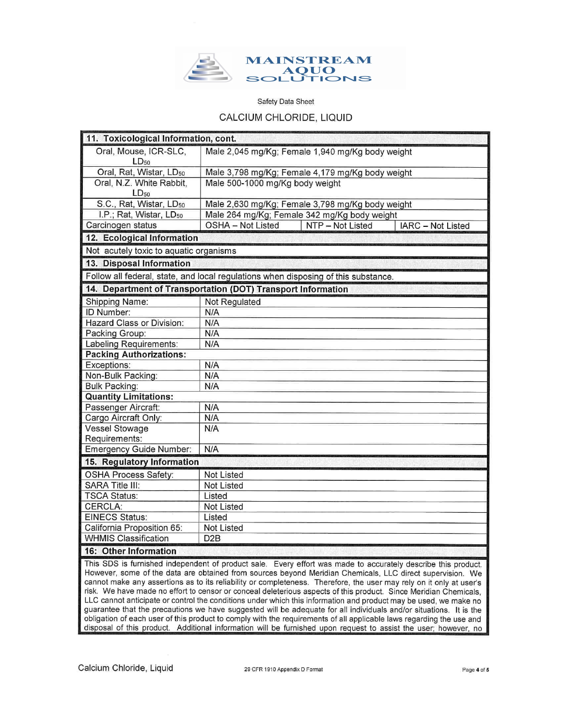MAINSTREAM AQUO SOLUTIONS

Safety Data Sheet

CALCIUM CHLORIDE, LIQUID

| 11. Toxicological Information, cont. | | | |
|---|---|---|---|
| Oral, Mouse, ICR-SLC, $LD_{50}$ | Male 2,045 mg/Kg; Female 1,940 mg/Kg body weight | | |
| Oral, Rat, Wistar, $LD_{50}$ | Male 3,798 mg/Kg; Female 4,179 mg/Kg body weight | | |
| Oral, N.Z. White Rabbit, $LD_{50}$ | Male 500-1000 mg/Kg body weight | | |
| S.C., Rat, Wistar, $LD_{50}$ | Male 2,630 mg/Kg; Female 3,798 mg/Kg body weight | | |
| I.P.; Rat, Wistar, $LD_{50}$ | Male 264 mg/Kg; Female 342 mg/Kg body weight | | |
| Carcinogen status | OSHA – Not Listed | NTP – Not Listed | IARC – Not Listed |

## 12. Ecological Information

Not acutely toxic to aquatic organisms

## 13. Disposal Information

Follow all federal, state, and local regulations when disposing of this substance.

## 14. Department of Transportation (DOT) Transport Information

| | |
|---|---|
| Shipping Name: | Not Regulated |
| ID Number: | N/A |
| Hazard Class or Division: | N/A |
| Packing Group: | N/A |
| Labeling Requirements: | N/A |
| **Packing Authorizations:** | |
| Exceptions: | N/A |
| Non-Bulk Packing: | N/A |
| Bulk Packing: | N/A |
| **Quantity Limitations:** | |
| Passenger Aircraft: | N/A |
| Cargo Aircraft Only: | N/A |
| Vessel Stowage Requirements: | N/A |
| Emergency Guide Number: | N/A |

## 15. Regulatory Information

| | |
|---|---|
| OSHA Process Safety: | Not Listed |
| SARA Title III: | Not Listed |
| TSCA Status: | Listed |
| CERCLA: | Not Listed |
| EINECS Status: | Listed |
| California Proposition 65: | Not Listed |
| WHMIS Classification | D2B |

## 16: Other Information

This SDS is furnished independent of product sale. Every effort was made to accurately describe this product. However, some of the data are obtained from sources beyond Meridian Chemicals, LLC direct supervision. We cannot make any assertions as to its reliability or completeness. Therefore, the user may rely on it only at user's risk. We have made no effort to censor or conceal deleterious aspects of this product. Since Meridian Chemicals, LLC cannot anticipate or control the conditions under which this information and product may be used, we make no guarantee that the precautions we have suggested will be adequate for all individuals and/or situations. It is the obligation of each user of this product to comply with the requirements of all applicable laws regarding the use and disposal of this product. Additional information will be furnished upon request to assist the user; however, no

29 CFR 1910 Appendix D Format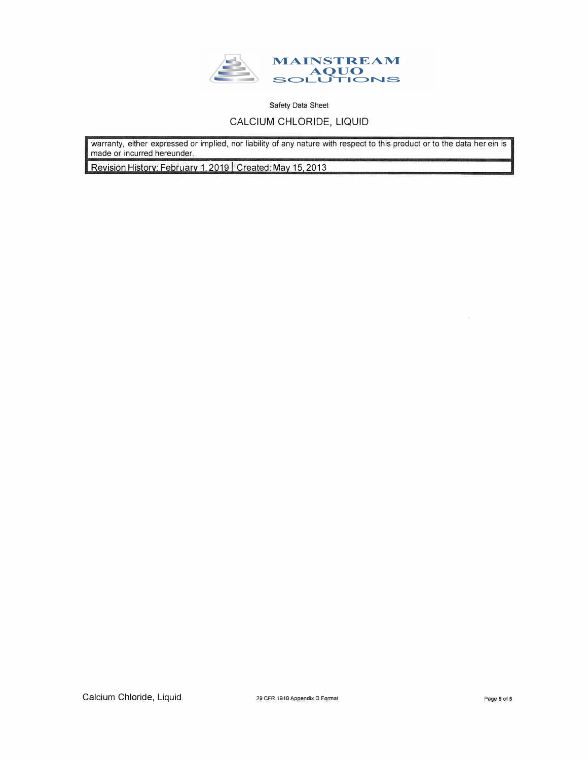warranty, either expressed or implied, nor liability of any nature with respect to this product or to the data her ein is made or incurred hereunder.

Revision History: February 1, 2019 | Created: May 15, 2013